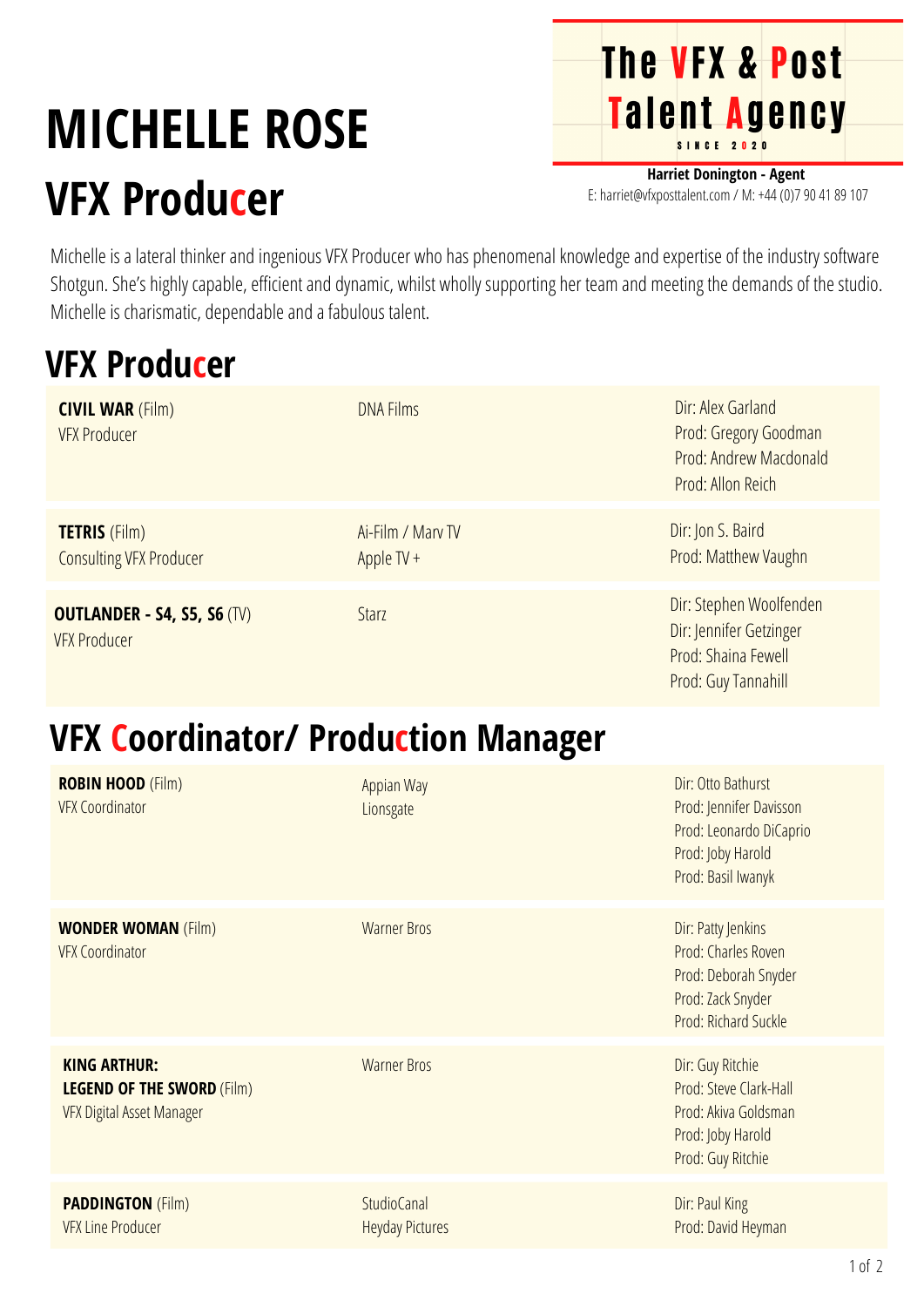# MICHELLE ROSE

## VFX Producer

**The VFX & Post Talent Agency**
SINCE 2020

**Harriet Donington - Agent**
E: harriet@vfxposttalent.com / M: +44 (0)7 90 41 89 107

Michelle is a lateral thinker and ingenious VFX Producer who has phenomenal knowledge and expertise of the industry software Shotgun. She's highly capable, efficient and dynamic, whilst wholly supporting her team and meeting the demands of the studio. Michelle is charismatic, dependable and a fabulous talent.

## VFX Producer

| Project | Company | Credits |
|---|---|---|
| **CIVIL WAR** (Film)<br>VFX Producer | DNA Films | Dir: Alex Garland<br>Prod: Gregory Goodman<br>Prod: Andrew Macdonald<br>Prod: Allon Reich |
| **TETRIS** (Film)<br>Consulting VFX Producer | Ai-Film / Marv TV<br>Apple TV + | Dir: Jon S. Baird<br>Prod: Matthew Vaughn |
| **OUTLANDER - S4, S5, S6** (TV)<br>VFX Producer | Starz | Dir: Stephen Woolfenden<br>Dir: Jennifer Getzinger<br>Prod: Shaina Fewell<br>Prod: Guy Tannahill |

## VFX Coordinator/ Production Manager

| Project | Company | Credits |
|---|---|---|
| **ROBIN HOOD** (Film)<br>VFX Coordinator | Appian Way<br>Lionsgate | Dir: Otto Bathurst<br>Prod: Jennifer Davisson<br>Prod: Leonardo DiCaprio<br>Prod: Joby Harold<br>Prod: Basil Iwanyk |
| **WONDER WOMAN** (Film)<br>VFX Coordinator | Warner Bros | Dir: Patty Jenkins<br>Prod: Charles Roven<br>Prod: Deborah Snyder<br>Prod: Zack Snyder<br>Prod: Richard Suckle |
| **KING ARTHUR: LEGEND OF THE SWORD** (Film)<br>VFX Digital Asset Manager | Warner Bros | Dir: Guy Ritchie<br>Prod: Steve Clark-Hall<br>Prod: Akiva Goldsman<br>Prod: Joby Harold<br>Prod: Guy Ritchie |
| **PADDINGTON** (Film)<br>VFX Line Producer | StudioCanal<br>Heyday Pictures | Dir: Paul King<br>Prod: David Heyman |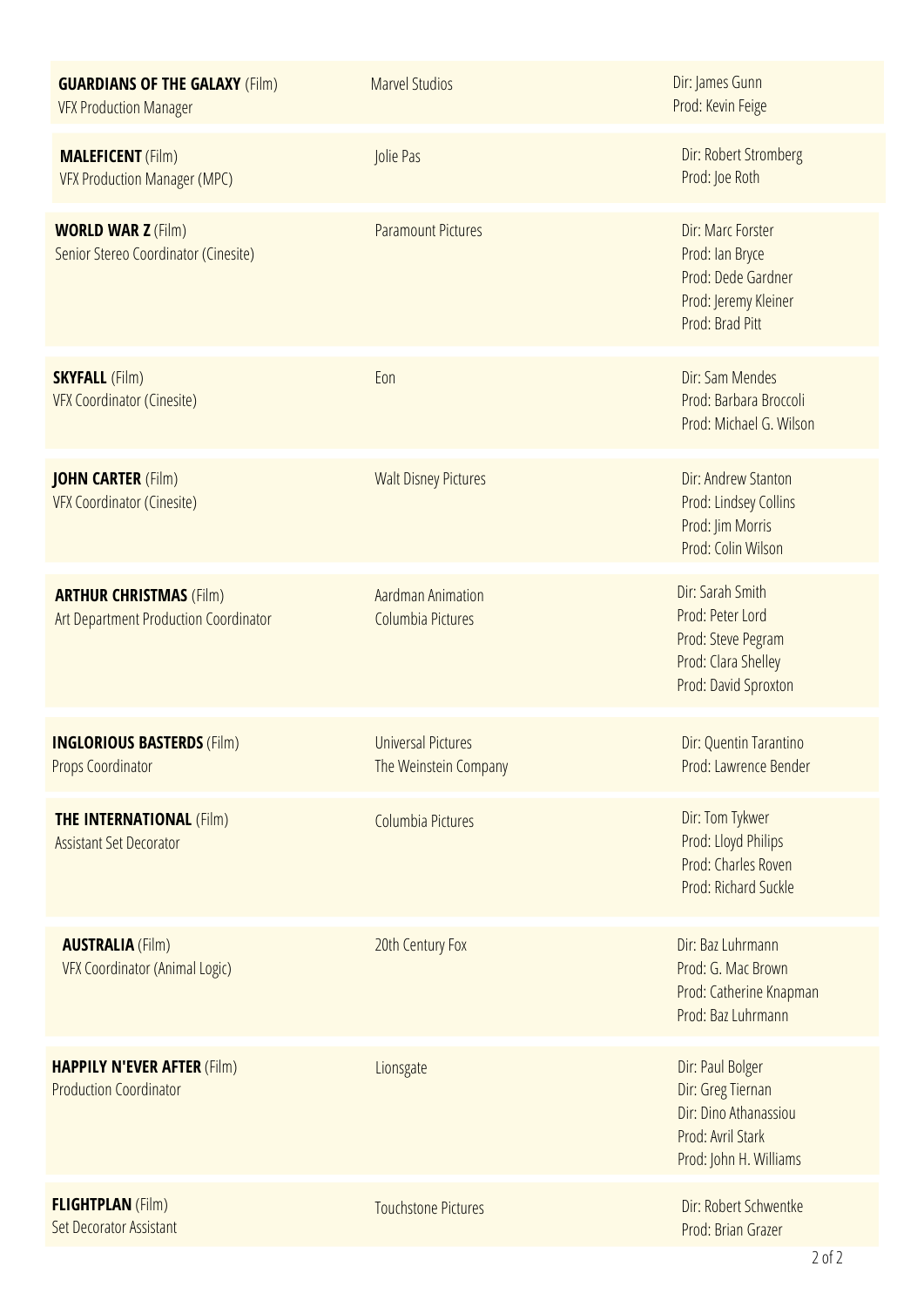| | | |
|---|---|---|
| **GUARDIANS OF THE GALAXY** (Film)<br>VFX Production Manager | Marvel Studios | Dir: James Gunn<br>Prod: Kevin Feige |
| **MALEFICENT** (Film)<br>VFX Production Manager (MPC) | Jolie Pas | Dir: Robert Stromberg<br>Prod: Joe Roth |
| **WORLD WAR Z** (Film)<br>Senior Stereo Coordinator (Cinesite) | Paramount Pictures | Dir: Marc Forster<br>Prod: Ian Bryce<br>Prod: Dede Gardner<br>Prod: Jeremy Kleiner<br>Prod: Brad Pitt |
| **SKYFALL** (Film)<br>VFX Coordinator (Cinesite) | Eon | Dir: Sam Mendes<br>Prod: Barbara Broccoli<br>Prod: Michael G. Wilson |
| **JOHN CARTER** (Film)<br>VFX Coordinator (Cinesite) | Walt Disney Pictures | Dir: Andrew Stanton<br>Prod: Lindsey Collins<br>Prod: Jim Morris<br>Prod: Colin Wilson |
| **ARTHUR CHRISTMAS** (Film)<br>Art Department Production Coordinator | Aardman Animation<br>Columbia Pictures | Dir: Sarah Smith<br>Prod: Peter Lord<br>Prod: Steve Pegram<br>Prod: Clara Shelley<br>Prod: David Sproxton |
| **INGLORIOUS BASTERDS** (Film)<br>Props Coordinator | Universal Pictures<br>The Weinstein Company | Dir: Quentin Tarantino<br>Prod: Lawrence Bender |
| **THE INTERNATIONAL** (Film)<br>Assistant Set Decorator | Columbia Pictures | Dir: Tom Tykwer<br>Prod: Lloyd Philips<br>Prod: Charles Roven<br>Prod: Richard Suckle |
| **AUSTRALIA** (Film)<br>VFX Coordinator (Animal Logic) | 20th Century Fox | Dir: Baz Luhrmann<br>Prod: G. Mac Brown<br>Prod: Catherine Knapman<br>Prod: Baz Luhrmann |
| **HAPPILY N'EVER AFTER** (Film)<br>Production Coordinator | Lionsgate | Dir: Paul Bolger<br>Dir: Greg Tiernan<br>Dir: Dino Athanassiou<br>Prod: Avril Stark<br>Prod: John H. Williams |
| **FLIGHTPLAN** (Film)<br>Set Decorator Assistant | Touchstone Pictures | Dir: Robert Schwentke<br>Prod: Brian Grazer |